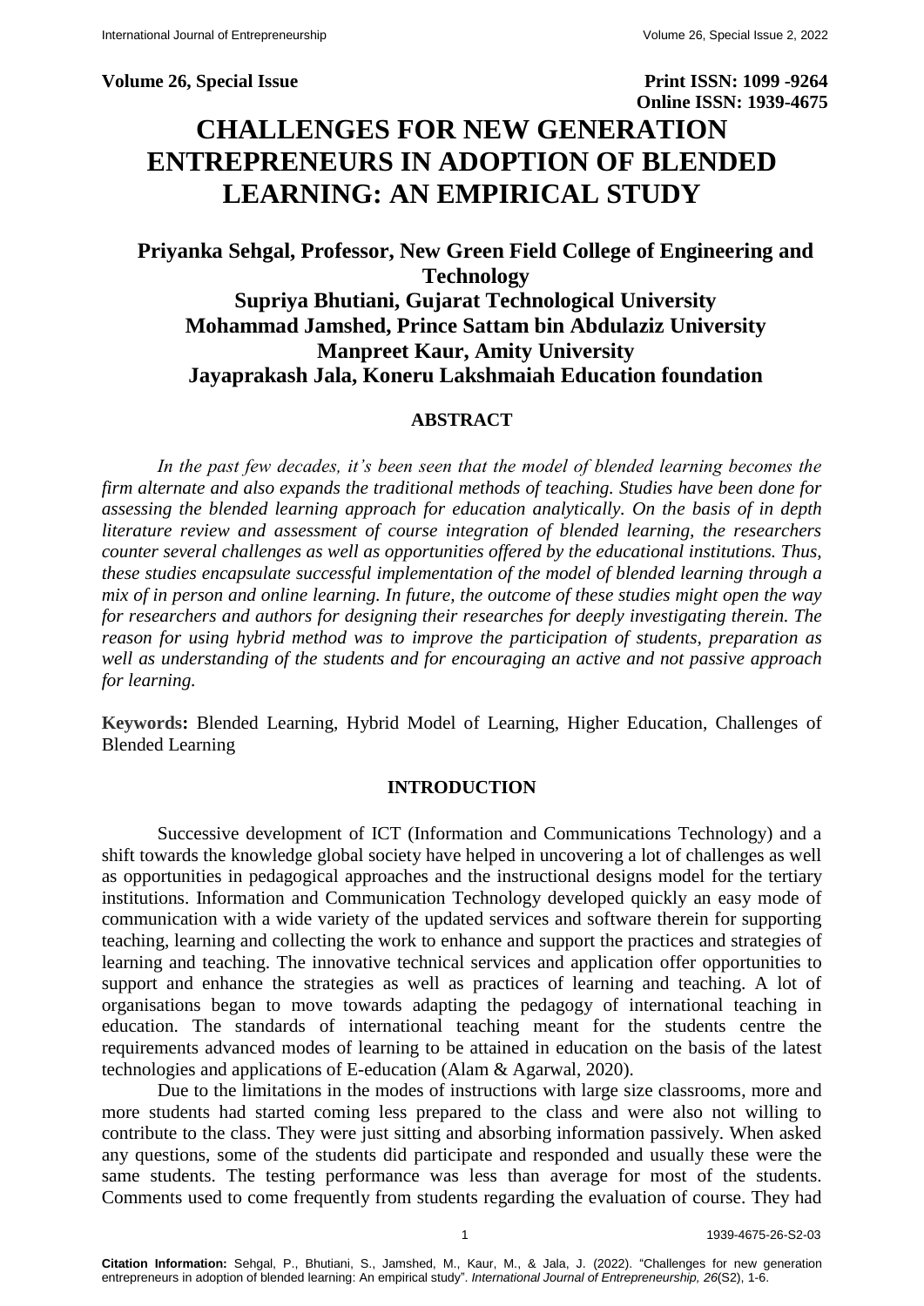**Volume 26, Special Issue** **Print ISSN: 1099 -9264**
**Online ISSN: 1939-4675**

# CHALLENGES FOR NEW GENERATION ENTREPRENEURS IN ADOPTION OF BLENDED LEARNING: AN EMPIRICAL STUDY

**Priyanka Sehgal, Professor, New Green Field College of Engineering and Technology**
**Supriya Bhutiani, Gujarat Technological University**
**Mohammad Jamshed, Prince Sattam bin Abdulaziz University**
**Manpreet Kaur, Amity University**
**Jayaprakash Jala, Koneru Lakshmaiah Education foundation**

## ABSTRACT

*In the past few decades, it's been seen that the model of blended learning becomes the firm alternate and also expands the traditional methods of teaching. Studies have been done for assessing the blended learning approach for education analytically. On the basis of in depth literature review and assessment of course integration of blended learning, the researchers counter several challenges as well as opportunities offered by the educational institutions. Thus, these studies encapsulate successful implementation of the model of blended learning through a mix of in person and online learning. In future, the outcome of these studies might open the way for researchers and authors for designing their researches for deeply investigating therein. The reason for using hybrid method was to improve the participation of students, preparation as well as understanding of the students and for encouraging an active and not passive approach for learning.*

**Keywords:** Blended Learning, Hybrid Model of Learning, Higher Education, Challenges of Blended Learning

## INTRODUCTION

Successive development of ICT (Information and Communications Technology) and a shift towards the knowledge global society have helped in uncovering a lot of challenges as well as opportunities in pedagogical approaches and the instructional designs model for the tertiary institutions. Information and Communication Technology developed quickly an easy mode of communication with a wide variety of the updated services and software therein for supporting teaching, learning and collecting the work to enhance and support the practices and strategies of learning and teaching. The innovative technical services and application offer opportunities to support and enhance the strategies as well as practices of learning and teaching. A lot of organisations began to move towards adapting the pedagogy of international teaching in education. The standards of international teaching meant for the students centre the requirements advanced modes of learning to be attained in education on the basis of the latest technologies and applications of E-education (Alam & Agarwal, 2020).

Due to the limitations in the modes of instructions with large size classrooms, more and more students had started coming less prepared to the class and were also not willing to contribute to the class. They were just sitting and absorbing information passively. When asked any questions, some of the students did participate and responded and usually these were the same students. The testing performance was less than average for most of the students. Comments used to come frequently from students regarding the evaluation of course. They had

**Citation Information:** Sehgal, P., Bhutiani, S., Jamshed, M., Kaur, M., & Jala, J. (2022). "Challenges for new generation entrepreneurs in adoption of blended learning: An empirical study". *International Journal of Entrepreneurship, 26*(S2), 1-6.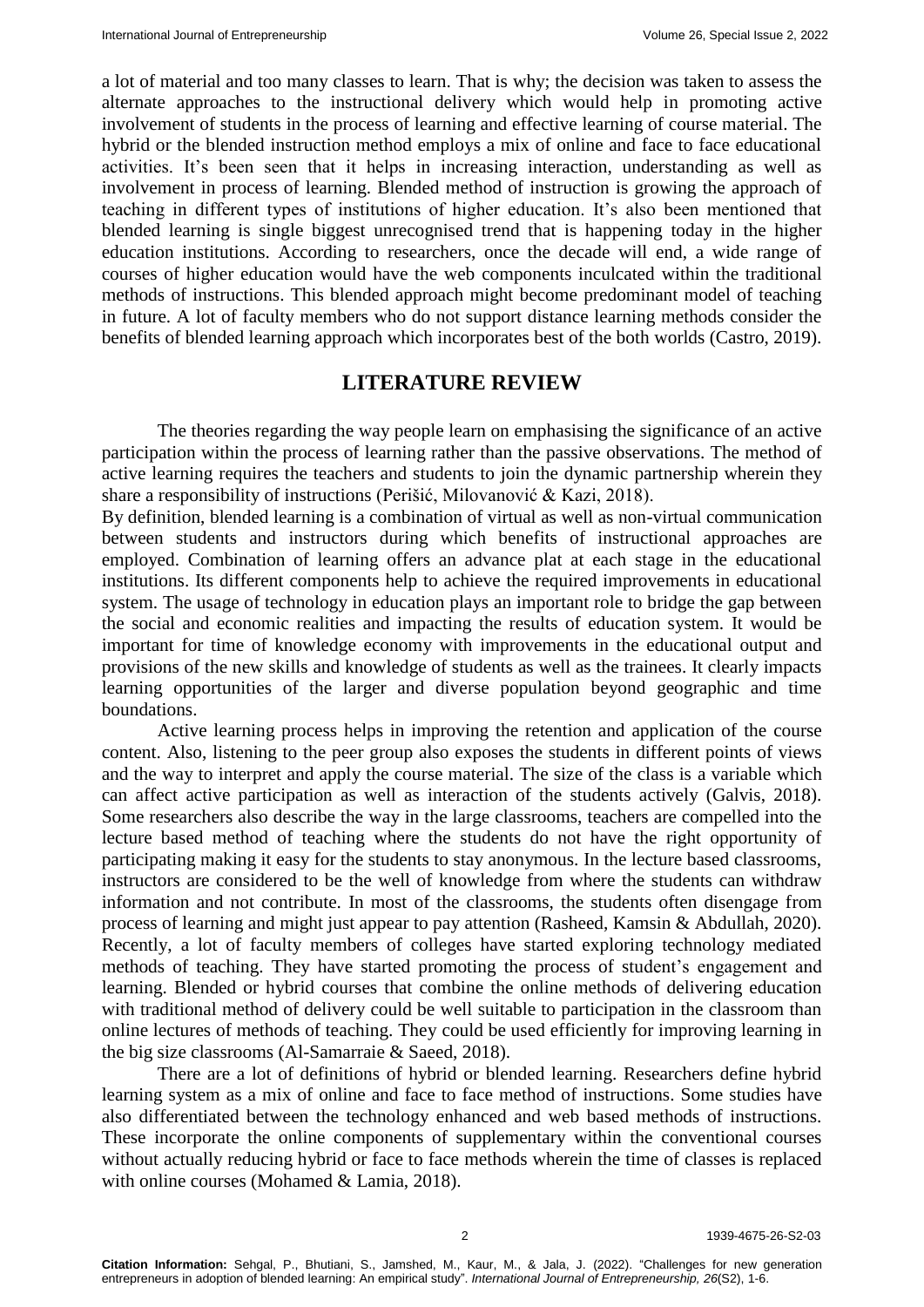a lot of material and too many classes to learn. That is why; the decision was taken to assess the alternate approaches to the instructional delivery which would help in promoting active involvement of students in the process of learning and effective learning of course material. The hybrid or the blended instruction method employs a mix of online and face to face educational activities. It's been seen that it helps in increasing interaction, understanding as well as involvement in process of learning. Blended method of instruction is growing the approach of teaching in different types of institutions of higher education. It's also been mentioned that blended learning is single biggest unrecognised trend that is happening today in the higher education institutions. According to researchers, once the decade will end, a wide range of courses of higher education would have the web components inculcated within the traditional methods of instructions. This blended approach might become predominant model of teaching in future. A lot of faculty members who do not support distance learning methods consider the benefits of blended learning approach which incorporates best of the both worlds (Castro, 2019).

## LITERATURE REVIEW

The theories regarding the way people learn on emphasising the significance of an active participation within the process of learning rather than the passive observations. The method of active learning requires the teachers and students to join the dynamic partnership wherein they share a responsibility of instructions (Perišić, Milovanović & Kazi, 2018).

By definition, blended learning is a combination of virtual as well as non-virtual communication between students and instructors during which benefits of instructional approaches are employed. Combination of learning offers an advance plat at each stage in the educational institutions. Its different components help to achieve the required improvements in educational system. The usage of technology in education plays an important role to bridge the gap between the social and economic realities and impacting the results of education system. It would be important for time of knowledge economy with improvements in the educational output and provisions of the new skills and knowledge of students as well as the trainees. It clearly impacts learning opportunities of the larger and diverse population beyond geographic and time boundations.

Active learning process helps in improving the retention and application of the course content. Also, listening to the peer group also exposes the students in different points of views and the way to interpret and apply the course material. The size of the class is a variable which can affect active participation as well as interaction of the students actively (Galvis, 2018). Some researchers also describe the way in the large classrooms, teachers are compelled into the lecture based method of teaching where the students do not have the right opportunity of participating making it easy for the students to stay anonymous. In the lecture based classrooms, instructors are considered to be the well of knowledge from where the students can withdraw information and not contribute. In most of the classrooms, the students often disengage from process of learning and might just appear to pay attention (Rasheed, Kamsin & Abdullah, 2020). Recently, a lot of faculty members of colleges have started exploring technology mediated methods of teaching. They have started promoting the process of student's engagement and learning. Blended or hybrid courses that combine the online methods of delivering education with traditional method of delivery could be well suitable to participation in the classroom than online lectures of methods of teaching. They could be used efficiently for improving learning in the big size classrooms (Al-Samarraie & Saeed, 2018).

There are a lot of definitions of hybrid or blended learning. Researchers define hybrid learning system as a mix of online and face to face method of instructions. Some studies have also differentiated between the technology enhanced and web based methods of instructions. These incorporate the online components of supplementary within the conventional courses without actually reducing hybrid or face to face methods wherein the time of classes is replaced with online courses (Mohamed & Lamia, 2018).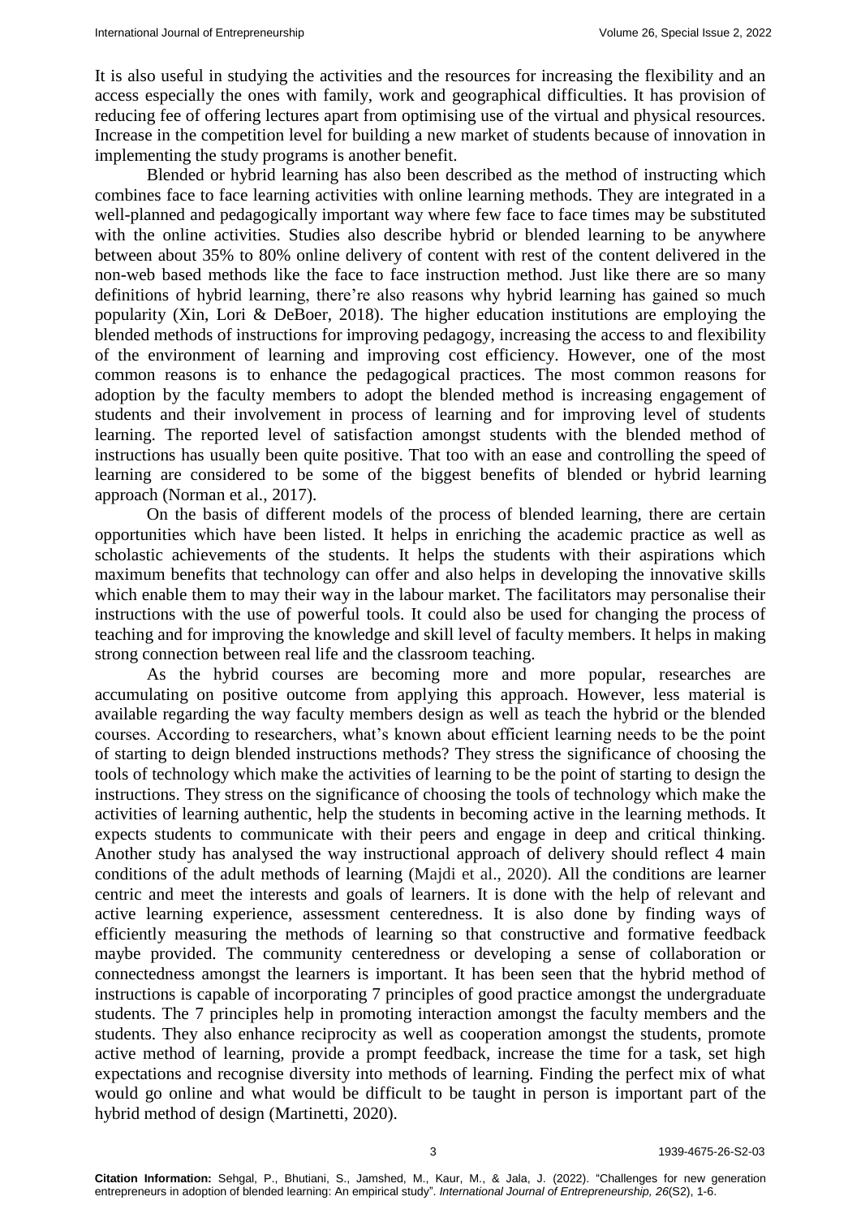It is also useful in studying the activities and the resources for increasing the flexibility and an access especially the ones with family, work and geographical difficulties. It has provision of reducing fee of offering lectures apart from optimising use of the virtual and physical resources. Increase in the competition level for building a new market of students because of innovation in implementing the study programs is another benefit.

Blended or hybrid learning has also been described as the method of instructing which combines face to face learning activities with online learning methods. They are integrated in a well-planned and pedagogically important way where few face to face times may be substituted with the online activities. Studies also describe hybrid or blended learning to be anywhere between about 35% to 80% online delivery of content with rest of the content delivered in the non-web based methods like the face to face instruction method. Just like there are so many definitions of hybrid learning, there're also reasons why hybrid learning has gained so much popularity (Xin, Lori & DeBoer, 2018). The higher education institutions are employing the blended methods of instructions for improving pedagogy, increasing the access to and flexibility of the environment of learning and improving cost efficiency. However, one of the most common reasons is to enhance the pedagogical practices. The most common reasons for adoption by the faculty members to adopt the blended method is increasing engagement of students and their involvement in process of learning and for improving level of students learning. The reported level of satisfaction amongst students with the blended method of instructions has usually been quite positive. That too with an ease and controlling the speed of learning are considered to be some of the biggest benefits of blended or hybrid learning approach (Norman et al., 2017).

On the basis of different models of the process of blended learning, there are certain opportunities which have been listed. It helps in enriching the academic practice as well as scholastic achievements of the students. It helps the students with their aspirations which maximum benefits that technology can offer and also helps in developing the innovative skills which enable them to may their way in the labour market. The facilitators may personalise their instructions with the use of powerful tools. It could also be used for changing the process of teaching and for improving the knowledge and skill level of faculty members. It helps in making strong connection between real life and the classroom teaching.

As the hybrid courses are becoming more and more popular, researches are accumulating on positive outcome from applying this approach. However, less material is available regarding the way faculty members design as well as teach the hybrid or the blended courses. According to researchers, what's known about efficient learning needs to be the point of starting to deign blended instructions methods? They stress the significance of choosing the tools of technology which make the activities of learning to be the point of starting to design the instructions. They stress on the significance of choosing the tools of technology which make the activities of learning authentic, help the students in becoming active in the learning methods. It expects students to communicate with their peers and engage in deep and critical thinking. Another study has analysed the way instructional approach of delivery should reflect 4 main conditions of the adult methods of learning (Majdi et al., 2020). All the conditions are learner centric and meet the interests and goals of learners. It is done with the help of relevant and active learning experience, assessment centeredness. It is also done by finding ways of efficiently measuring the methods of learning so that constructive and formative feedback maybe provided. The community centeredness or developing a sense of collaboration or connectedness amongst the learners is important. It has been seen that the hybrid method of instructions is capable of incorporating 7 principles of good practice amongst the undergraduate students. The 7 principles help in promoting interaction amongst the faculty members and the students. They also enhance reciprocity as well as cooperation amongst the students, promote active method of learning, provide a prompt feedback, increase the time for a task, set high expectations and recognise diversity into methods of learning. Finding the perfect mix of what would go online and what would be difficult to be taught in person is important part of the hybrid method of design (Martinetti, 2020).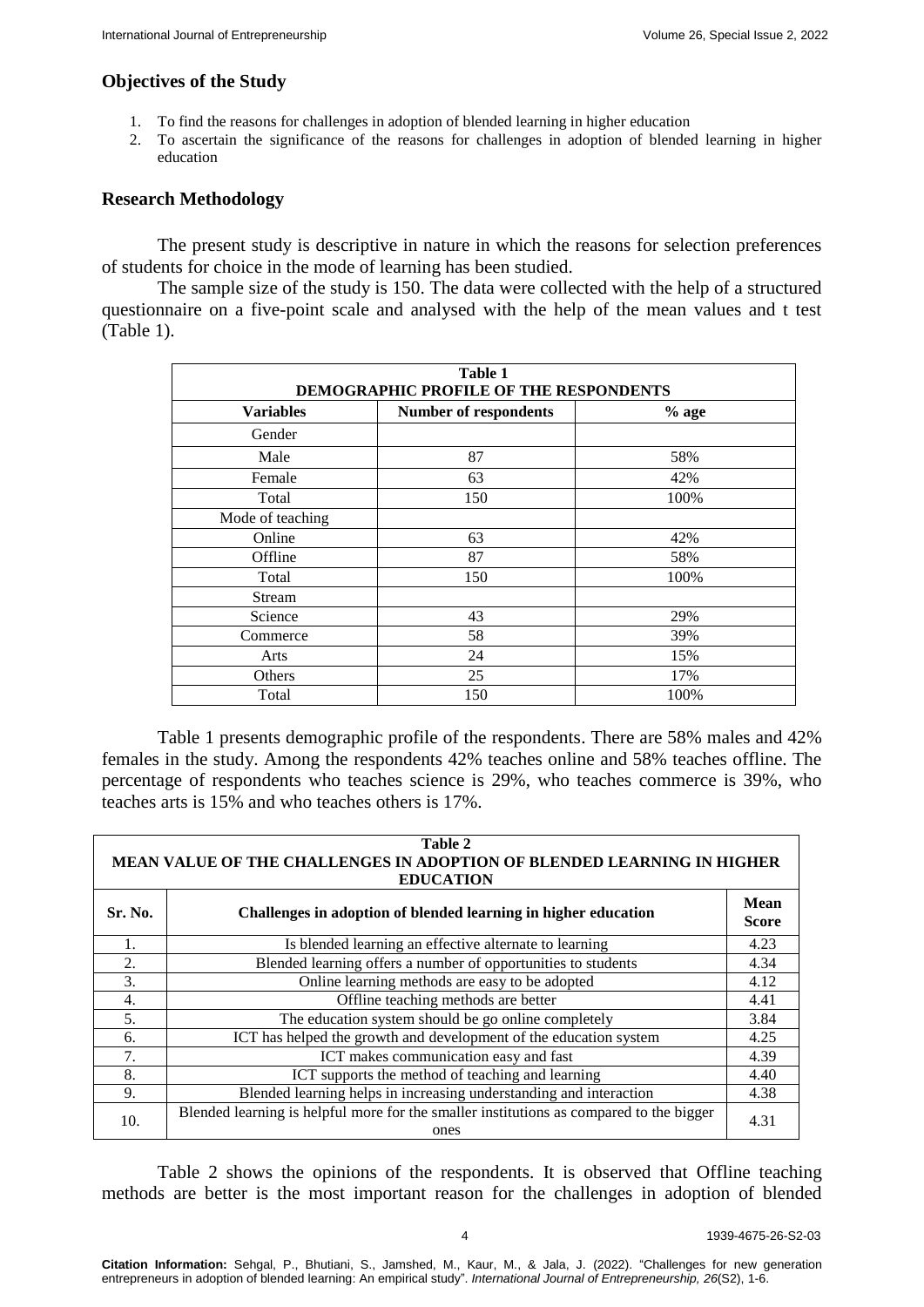## Objectives of the Study

1. To find the reasons for challenges in adoption of blended learning in higher education
2. To ascertain the significance of the reasons for challenges in adoption of blended learning in higher education

## Research Methodology

The present study is descriptive in nature in which the reasons for selection preferences of students for choice in the mode of learning has been studied.

The sample size of the study is 150. The data were collected with the help of a structured questionnaire on a five-point scale and analysed with the help of the mean values and t test (Table 1).

**Table 1**
**DEMOGRAPHIC PROFILE OF THE RESPONDENTS**

| Variables | Number of respondents | % age |
|---|---|---|
| Gender | | |
| Male | 87 | 58% |
| Female | 63 | 42% |
| Total | 150 | 100% |
| Mode of teaching | | |
| Online | 63 | 42% |
| Offline | 87 | 58% |
| Total | 150 | 100% |
| Stream | | |
| Science | 43 | 29% |
| Commerce | 58 | 39% |
| Arts | 24 | 15% |
| Others | 25 | 17% |
| Total | 150 | 100% |

Table 1 presents demographic profile of the respondents. There are 58% males and 42% females in the study. Among the respondents 42% teaches online and 58% teaches offline. The percentage of respondents who teaches science is 29%, who teaches commerce is 39%, who teaches arts is 15% and who teaches others is 17%.

**Table 2**
**MEAN VALUE OF THE CHALLENGES IN ADOPTION OF BLENDED LEARNING IN HIGHER EDUCATION**

| Sr. No. | Challenges in adoption of blended learning in higher education | Mean Score |
|---|---|---|
| 1. | Is blended learning an effective alternate to learning | 4.23 |
| 2. | Blended learning offers a number of opportunities to students | 4.34 |
| 3. | Online learning methods are easy to be adopted | 4.12 |
| 4. | Offline teaching methods are better | 4.41 |
| 5. | The education system should be go online completely | 3.84 |
| 6. | ICT has helped the growth and development of the education system | 4.25 |
| 7. | ICT makes communication easy and fast | 4.39 |
| 8. | ICT supports the method of teaching and learning | 4.40 |
| 9. | Blended learning helps in increasing understanding and interaction | 4.38 |
| 10. | Blended learning is helpful more for the smaller institutions as compared to the bigger ones | 4.31 |

Table 2 shows the opinions of the respondents. It is observed that Offline teaching methods are better is the most important reason for the challenges in adoption of blended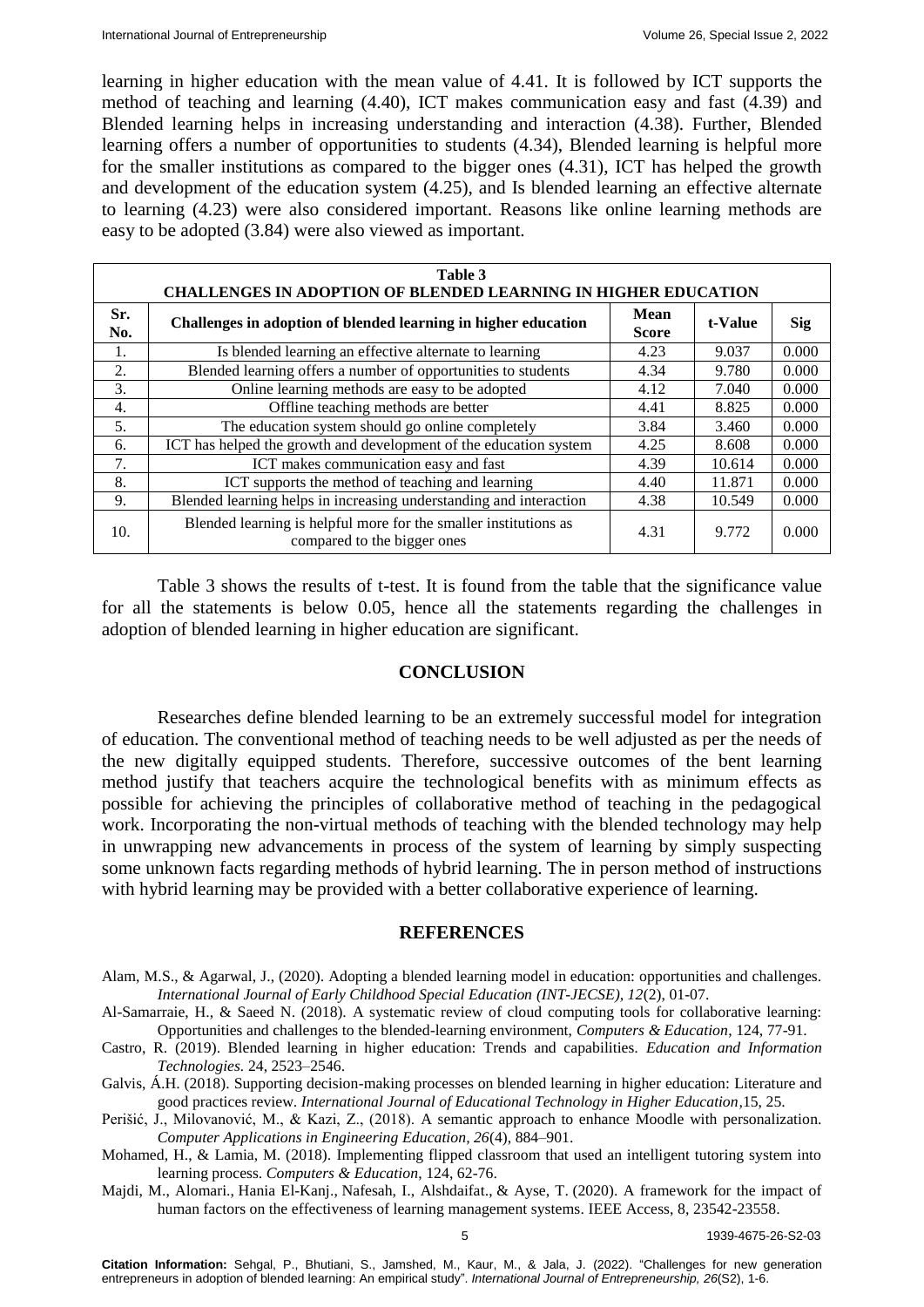learning in higher education with the mean value of 4.41. It is followed by ICT supports the method of teaching and learning (4.40), ICT makes communication easy and fast (4.39) and Blended learning helps in increasing understanding and interaction (4.38). Further, Blended learning offers a number of opportunities to students (4.34), Blended learning is helpful more for the smaller institutions as compared to the bigger ones (4.31), ICT has helped the growth and development of the education system (4.25), and Is blended learning an effective alternate to learning (4.23) were also considered important. Reasons like online learning methods are easy to be adopted (3.84) were also viewed as important.

**Table 3**
**CHALLENGES IN ADOPTION OF BLENDED LEARNING IN HIGHER EDUCATION**

| Sr. No. | Challenges in adoption of blended learning in higher education | Mean Score | t-Value | Sig |
|---|---|---|---|---|
| 1. | Is blended learning an effective alternate to learning | 4.23 | 9.037 | 0.000 |
| 2. | Blended learning offers a number of opportunities to students | 4.34 | 9.780 | 0.000 |
| 3. | Online learning methods are easy to be adopted | 4.12 | 7.040 | 0.000 |
| 4. | Offline teaching methods are better | 4.41 | 8.825 | 0.000 |
| 5. | The education system should go online completely | 3.84 | 3.460 | 0.000 |
| 6. | ICT has helped the growth and development of the education system | 4.25 | 8.608 | 0.000 |
| 7. | ICT makes communication easy and fast | 4.39 | 10.614 | 0.000 |
| 8. | ICT supports the method of teaching and learning | 4.40 | 11.871 | 0.000 |
| 9. | Blended learning helps in increasing understanding and interaction | 4.38 | 10.549 | 0.000 |
| 10. | Blended learning is helpful more for the smaller institutions as compared to the bigger ones | 4.31 | 9.772 | 0.000 |

Table 3 shows the results of t-test. It is found from the table that the significance value for all the statements is below 0.05, hence all the statements regarding the challenges in adoption of blended learning in higher education are significant.

## CONCLUSION

Researches define blended learning to be an extremely successful model for integration of education. The conventional method of teaching needs to be well adjusted as per the needs of the new digitally equipped students. Therefore, successive outcomes of the bent learning method justify that teachers acquire the technological benefits with as minimum effects as possible for achieving the principles of collaborative method of teaching in the pedagogical work. Incorporating the non-virtual methods of teaching with the blended technology may help in unwrapping new advancements in process of the system of learning by simply suspecting some unknown facts regarding methods of hybrid learning. The in person method of instructions with hybrid learning may be provided with a better collaborative experience of learning.

## REFERENCES

Alam, M.S., & Agarwal, J., (2020). Adopting a blended learning model in education: opportunities and challenges. *International Journal of Early Childhood Special Education (INT-JECSE)*, *12*(2), 01-07.

Al-Samarraie, H., & Saeed N. (2018). A systematic review of cloud computing tools for collaborative learning: Opportunities and challenges to the blended-learning environment, *Computers & Education*, 124, 77-91.

Castro, R. (2019). Blended learning in higher education: Trends and capabilities. *Education and Information Technologies*. 24, 2523–2546.

Galvis, Á.H. (2018). Supporting decision-making processes on blended learning in higher education: Literature and good practices review. *International Journal of Educational Technology in Higher Education*,15, 25.

Perišić, J., Milovanović, M., & Kazi, Z., (2018). A semantic approach to enhance Moodle with personalization. *Computer Applications in Engineering Education*, *26*(4), 884–901.

Mohamed, H., & Lamia, M. (2018). Implementing flipped classroom that used an intelligent tutoring system into learning process. *Computers & Education*, 124, 62-76.

Majdi, M., Alomari., Hania El-Kanj., Nafesah, I., Alshdaifat., & Ayse, T. (2020). A framework for the impact of human factors on the effectiveness of learning management systems. IEEE Access, 8, 23542-23558.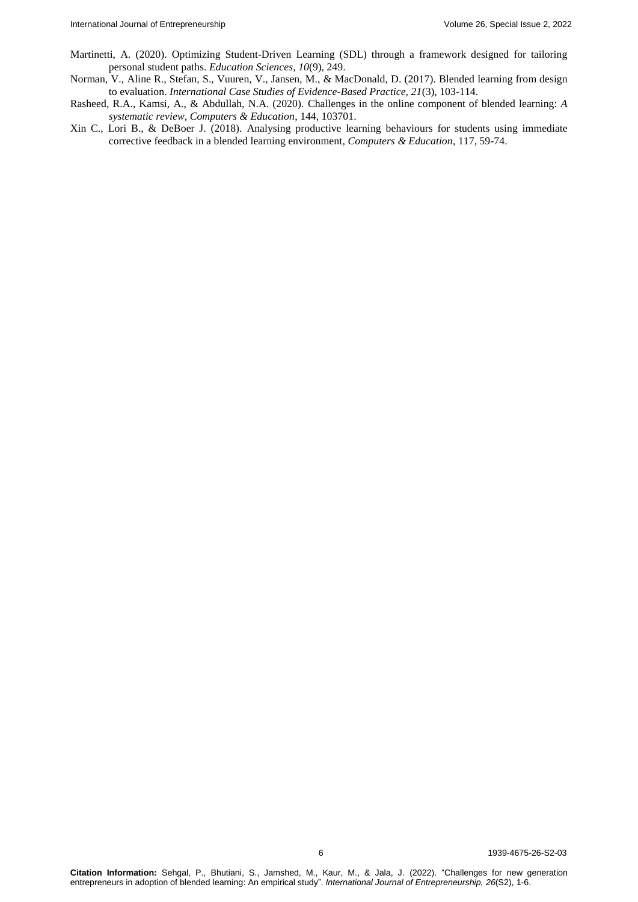Martinetti, A. (2020). Optimizing Student-Driven Learning (SDL) through a framework designed for tailoring personal student paths. *Education Sciences, 10*(9), 249.

Norman, V., Aline R., Stefan, S., Vuuren, V., Jansen, M., & MacDonald, D. (2017). Blended learning from design to evaluation. *International Case Studies of Evidence-Based Practice, 21*(3), 103-114.

Rasheed, R.A., Kamsi, A., & Abdullah, N.A. (2020). Challenges in the online component of blended learning: *A systematic review, Computers & Education*, 144, 103701.

Xin C., Lori B., & DeBoer J. (2018). Analysing productive learning behaviours for students using immediate corrective feedback in a blended learning environment, *Computers & Education*, 117, 59-74.

**Citation Information:** Sehgal, P., Bhutiani, S., Jamshed, M., Kaur, M., & Jala, J. (2022). "Challenges for new generation entrepreneurs in adoption of blended learning: An empirical study". *International Journal of Entrepreneurship, 26*(S2), 1-6.